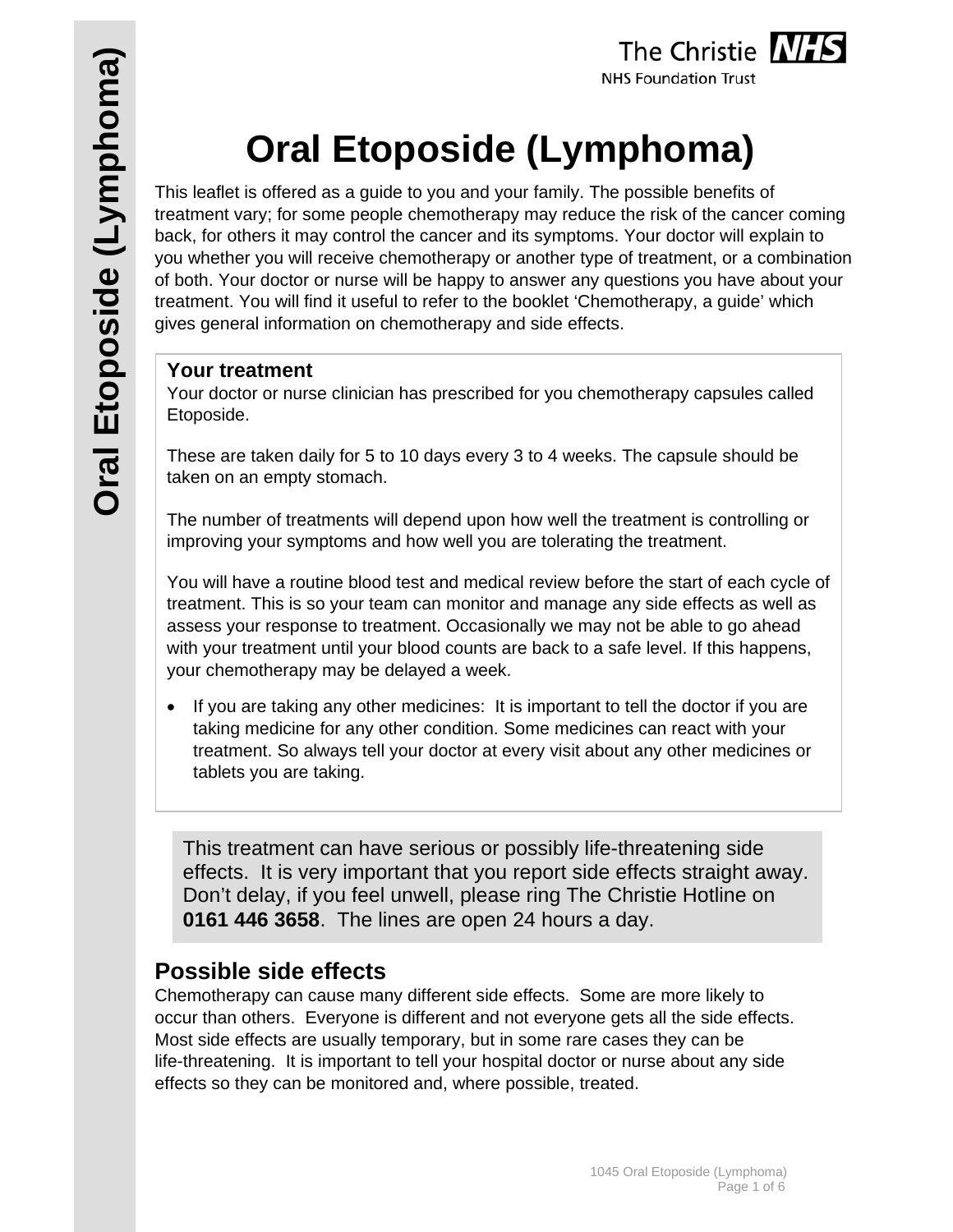# Oral Etoposide (Lymphoma)

This leaflet is offered as a guide to you and your family. The possible benefits of treatment vary; for some people chemotherapy may reduce the risk of the cancer coming back, for others it may control the cancer and its symptoms. Your doctor will explain to you whether you will receive chemotherapy or another type of treatment, or a combination of both. Your doctor or nurse will be happy to answer any questions you have about your treatment. You will find it useful to refer to the booklet 'Chemotherapy, a guide' which gives general information on chemotherapy and side effects.

**Your treatment**

Your doctor or nurse clinician has prescribed for you chemotherapy capsules called Etoposide.

These are taken daily for 5 to 10 days every 3 to 4 weeks. The capsule should be taken on an empty stomach.

The number of treatments will depend upon how well the treatment is controlling or improving your symptoms and how well you are tolerating the treatment.

You will have a routine blood test and medical review before the start of each cycle of treatment. This is so your team can monitor and manage any side effects as well as assess your response to treatment. Occasionally we may not be able to go ahead with your treatment until your blood counts are back to a safe level. If this happens, your chemotherapy may be delayed a week.

- If you are taking any other medicines: It is important to tell the doctor if you are taking medicine for any other condition. Some medicines can react with your treatment. So always tell your doctor at every visit about any other medicines or tablets you are taking.

This treatment can have serious or possibly life-threatening side effects. It is very important that you report side effects straight away. Don't delay, if you feel unwell, please ring The Christie Hotline on **0161 446 3658**. The lines are open 24 hours a day.

## Possible side effects

Chemotherapy can cause many different side effects. Some are more likely to occur than others. Everyone is different and not everyone gets all the side effects. Most side effects are usually temporary, but in some rare cases they can be life-threatening. It is important to tell your hospital doctor or nurse about any side effects so they can be monitored and, where possible, treated.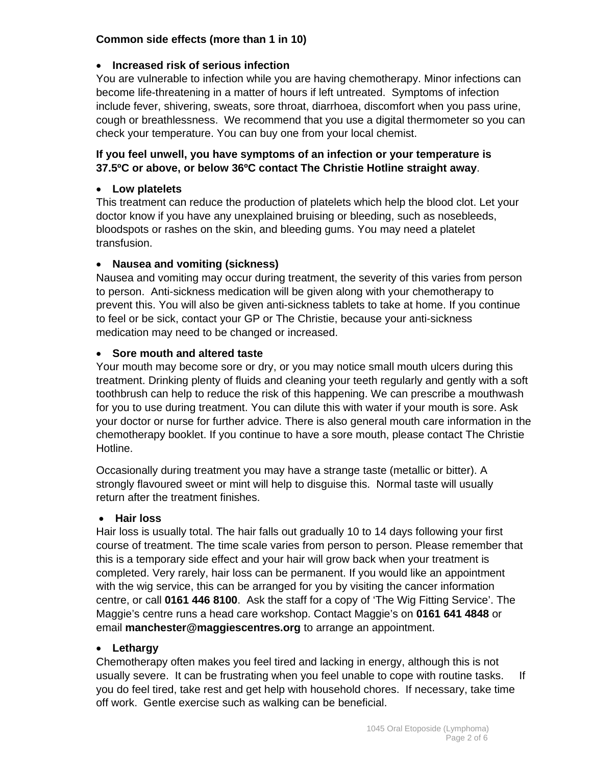**Common side effects (more than 1 in 10)**

- **Increased risk of serious infection**

You are vulnerable to infection while you are having chemotherapy. Minor infections can become life-threatening in a matter of hours if left untreated. Symptoms of infection include fever, shivering, sweats, sore throat, diarrhoea, discomfort when you pass urine, cough or breathlessness. We recommend that you use a digital thermometer so you can check your temperature. You can buy one from your local chemist.

**If you feel unwell, you have symptoms of an infection or your temperature is 37.5ºC or above, or below 36ºC contact The Christie Hotline straight away**.

- **Low platelets**

This treatment can reduce the production of platelets which help the blood clot. Let your doctor know if you have any unexplained bruising or bleeding, such as nosebleeds, bloodspots or rashes on the skin, and bleeding gums. You may need a platelet transfusion.

- **Nausea and vomiting (sickness)**

Nausea and vomiting may occur during treatment, the severity of this varies from person to person. Anti-sickness medication will be given along with your chemotherapy to prevent this. You will also be given anti-sickness tablets to take at home. If you continue to feel or be sick, contact your GP or The Christie, because your anti-sickness medication may need to be changed or increased.

- **Sore mouth and altered taste**

Your mouth may become sore or dry, or you may notice small mouth ulcers during this treatment. Drinking plenty of fluids and cleaning your teeth regularly and gently with a soft toothbrush can help to reduce the risk of this happening. We can prescribe a mouthwash for you to use during treatment. You can dilute this with water if your mouth is sore. Ask your doctor or nurse for further advice. There is also general mouth care information in the chemotherapy booklet. If you continue to have a sore mouth, please contact The Christie Hotline.

Occasionally during treatment you may have a strange taste (metallic or bitter). A strongly flavoured sweet or mint will help to disguise this. Normal taste will usually return after the treatment finishes.

- **Hair loss**

Hair loss is usually total. The hair falls out gradually 10 to 14 days following your first course of treatment. The time scale varies from person to person. Please remember that this is a temporary side effect and your hair will grow back when your treatment is completed. Very rarely, hair loss can be permanent. If you would like an appointment with the wig service, this can be arranged for you by visiting the cancer information centre, or call **0161 446 8100**. Ask the staff for a copy of 'The Wig Fitting Service'. The Maggie's centre runs a head care workshop. Contact Maggie's on **0161 641 4848** or email **manchester@maggiescentres.org** to arrange an appointment.

- **Lethargy**

Chemotherapy often makes you feel tired and lacking in energy, although this is not usually severe. It can be frustrating when you feel unable to cope with routine tasks. If you do feel tired, take rest and get help with household chores. If necessary, take time off work. Gentle exercise such as walking can be beneficial.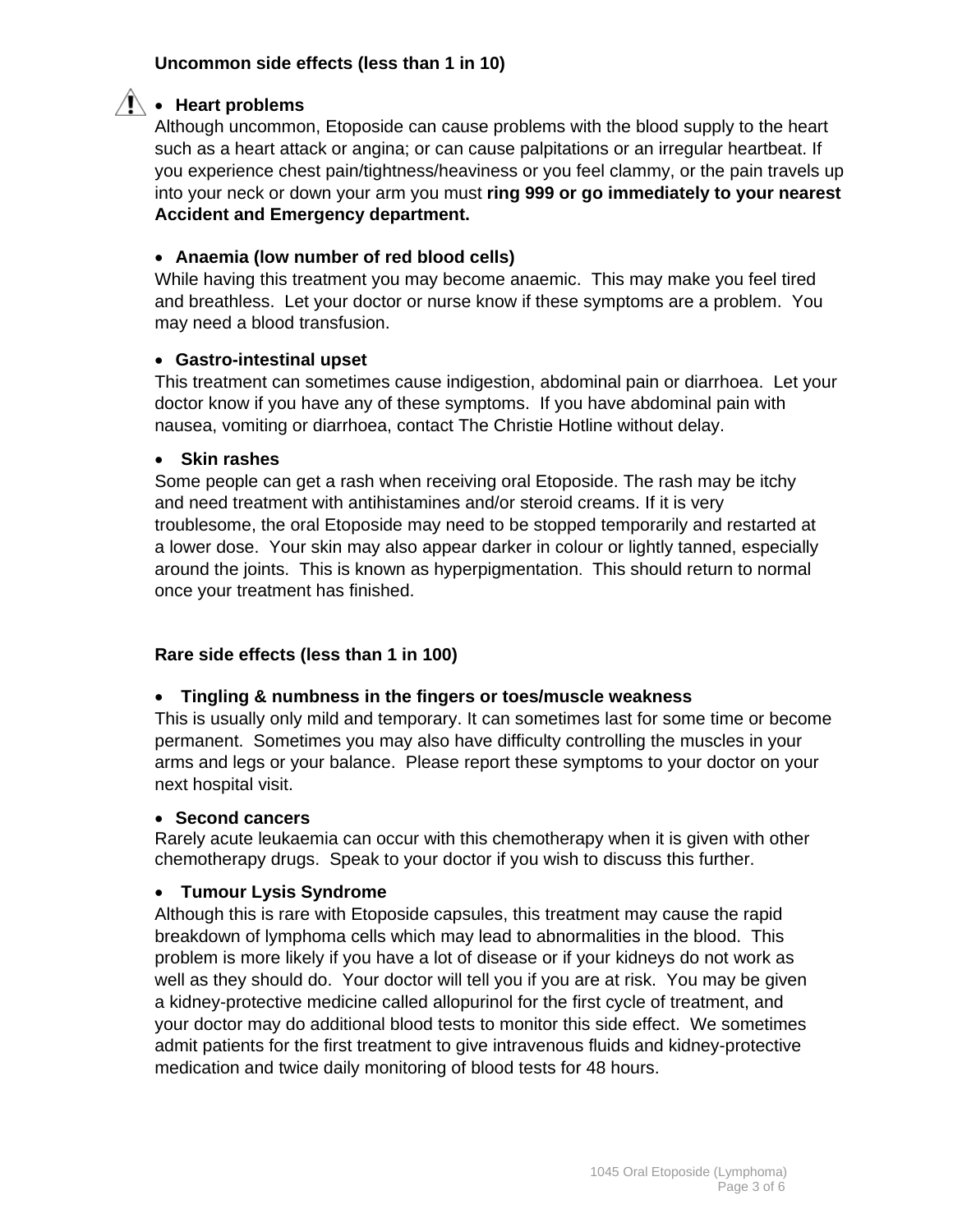**Uncommon side effects (less than 1 in 10)**

- **Heart problems**

Although uncommon, Etoposide can cause problems with the blood supply to the heart such as a heart attack or angina; or can cause palpitations or an irregular heartbeat. If you experience chest pain/tightness/heaviness or you feel clammy, or the pain travels up into your neck or down your arm you must **ring 999 or go immediately to your nearest Accident and Emergency department.**

- **Anaemia (low number of red blood cells)**

While having this treatment you may become anaemic. This may make you feel tired and breathless. Let your doctor or nurse know if these symptoms are a problem. You may need a blood transfusion.

- **Gastro-intestinal upset**

This treatment can sometimes cause indigestion, abdominal pain or diarrhoea. Let your doctor know if you have any of these symptoms. If you have abdominal pain with nausea, vomiting or diarrhoea, contact The Christie Hotline without delay.

- **Skin rashes**

Some people can get a rash when receiving oral Etoposide. The rash may be itchy and need treatment with antihistamines and/or steroid creams. If it is very troublesome, the oral Etoposide may need to be stopped temporarily and restarted at a lower dose. Your skin may also appear darker in colour or lightly tanned, especially around the joints. This is known as hyperpigmentation. This should return to normal once your treatment has finished.

**Rare side effects (less than 1 in 100)**

- **Tingling & numbness in the fingers or toes/muscle weakness**

This is usually only mild and temporary. It can sometimes last for some time or become permanent. Sometimes you may also have difficulty controlling the muscles in your arms and legs or your balance. Please report these symptoms to your doctor on your next hospital visit.

- **Second cancers**

Rarely acute leukaemia can occur with this chemotherapy when it is given with other chemotherapy drugs. Speak to your doctor if you wish to discuss this further.

- **Tumour Lysis Syndrome**

Although this is rare with Etoposide capsules, this treatment may cause the rapid breakdown of lymphoma cells which may lead to abnormalities in the blood. This problem is more likely if you have a lot of disease or if your kidneys do not work as well as they should do. Your doctor will tell you if you are at risk. You may be given a kidney-protective medicine called allopurinol for the first cycle of treatment, and your doctor may do additional blood tests to monitor this side effect. We sometimes admit patients for the first treatment to give intravenous fluids and kidney-protective medication and twice daily monitoring of blood tests for 48 hours.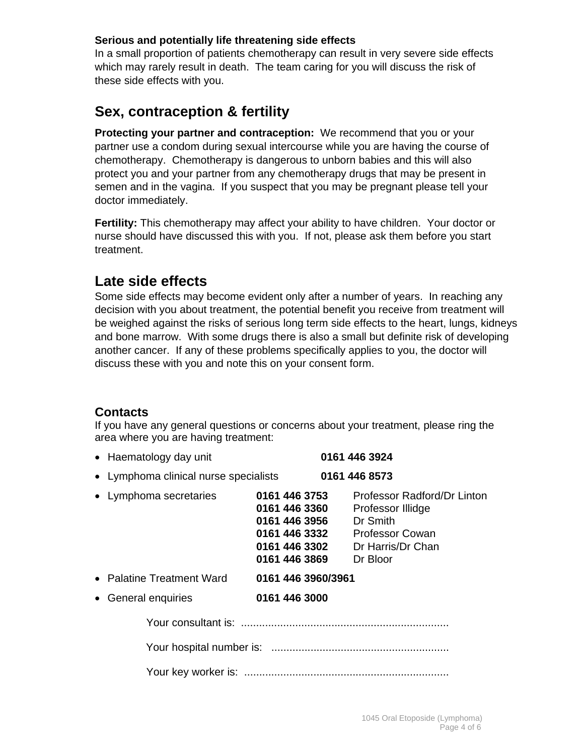**Serious and potentially life threatening side effects**
In a small proportion of patients chemotherapy can result in very severe side effects which may rarely result in death. The team caring for you will discuss the risk of these side effects with you.

## Sex, contraception & fertility

**Protecting your partner and contraception:** We recommend that you or your partner use a condom during sexual intercourse while you are having the course of chemotherapy. Chemotherapy is dangerous to unborn babies and this will also protect you and your partner from any chemotherapy drugs that may be present in semen and in the vagina. If you suspect that you may be pregnant please tell your doctor immediately.

**Fertility:** This chemotherapy may affect your ability to have children. Your doctor or nurse should have discussed this with you. If not, please ask them before you start treatment.

## Late side effects

Some side effects may become evident only after a number of years. In reaching any decision with you about treatment, the potential benefit you receive from treatment will be weighed against the risks of serious long term side effects to the heart, lungs, kidneys and bone marrow. With some drugs there is also a small but definite risk of developing another cancer. If any of these problems specifically applies to you, the doctor will discuss these with you and note this on your consent form.

### Contacts

If you have any general questions or concerns about your treatment, please ring the area where you are having treatment:

- Haematology day unit **0161 446 3924**
- Lymphoma clinical nurse specialists **0161 446 8573**
- Lymphoma secretaries
  - **0161 446 3753** Professor Radford/Dr Linton
  - **0161 446 3360** Professor Illidge
  - **0161 446 3956** Dr Smith
  - **0161 446 3332** Professor Cowan
  - **0161 446 3302** Dr Harris/Dr Chan
  - **0161 446 3869** Dr Bloor
- Palatine Treatment Ward **0161 446 3960/3961**
- General enquiries **0161 446 3000**

Your consultant is: ....................................................................

Your hospital number is: ..........................................................

Your key worker is: ...................................................................

1045 Oral Etoposide (Lymphoma)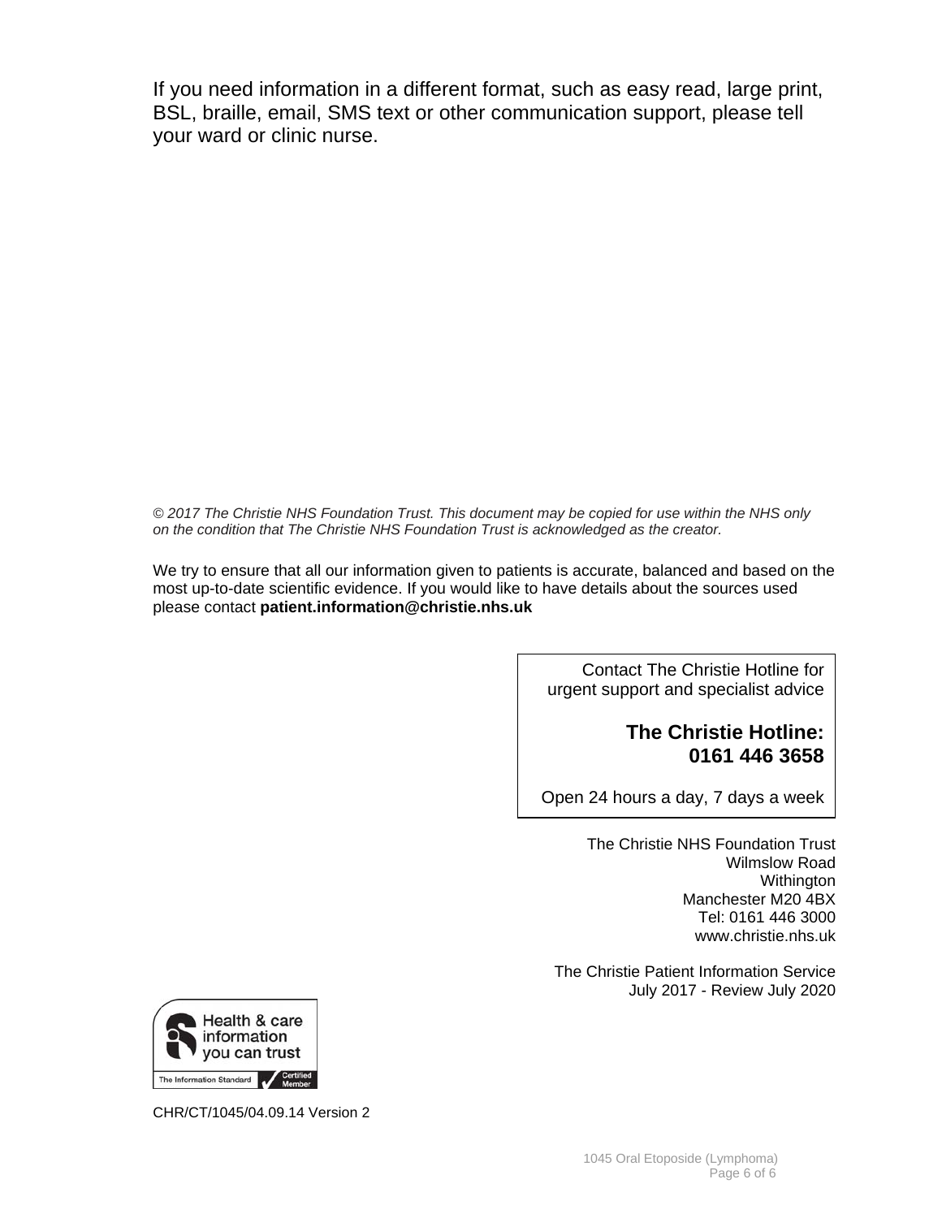If you need information in a different format, such as easy read, large print, BSL, braille, email, SMS text or other communication support, please tell your ward or clinic nurse.

*© 2017 The Christie NHS Foundation Trust. This document may be copied for use within the NHS only on the condition that The Christie NHS Foundation Trust is acknowledged as the creator.*

We try to ensure that all our information given to patients is accurate, balanced and based on the most up-to-date scientific evidence. If you would like to have details about the sources used please contact **patient.information@christie.nhs.uk**

Contact The Christie Hotline for urgent support and specialist advice

**The Christie Hotline: 0161 446 3658**

Open 24 hours a day, 7 days a week

The Christie NHS Foundation Trust
Wilmslow Road
Withington
Manchester M20 4BX
Tel: 0161 446 3000
www.christie.nhs.uk

The Christie Patient Information Service
July 2017 - Review July 2020

Health & care information you can trust
The Information Standard Certified Member

CHR/CT/1045/04.09.14 Version 2

1045 Oral Etoposide (Lymphoma)